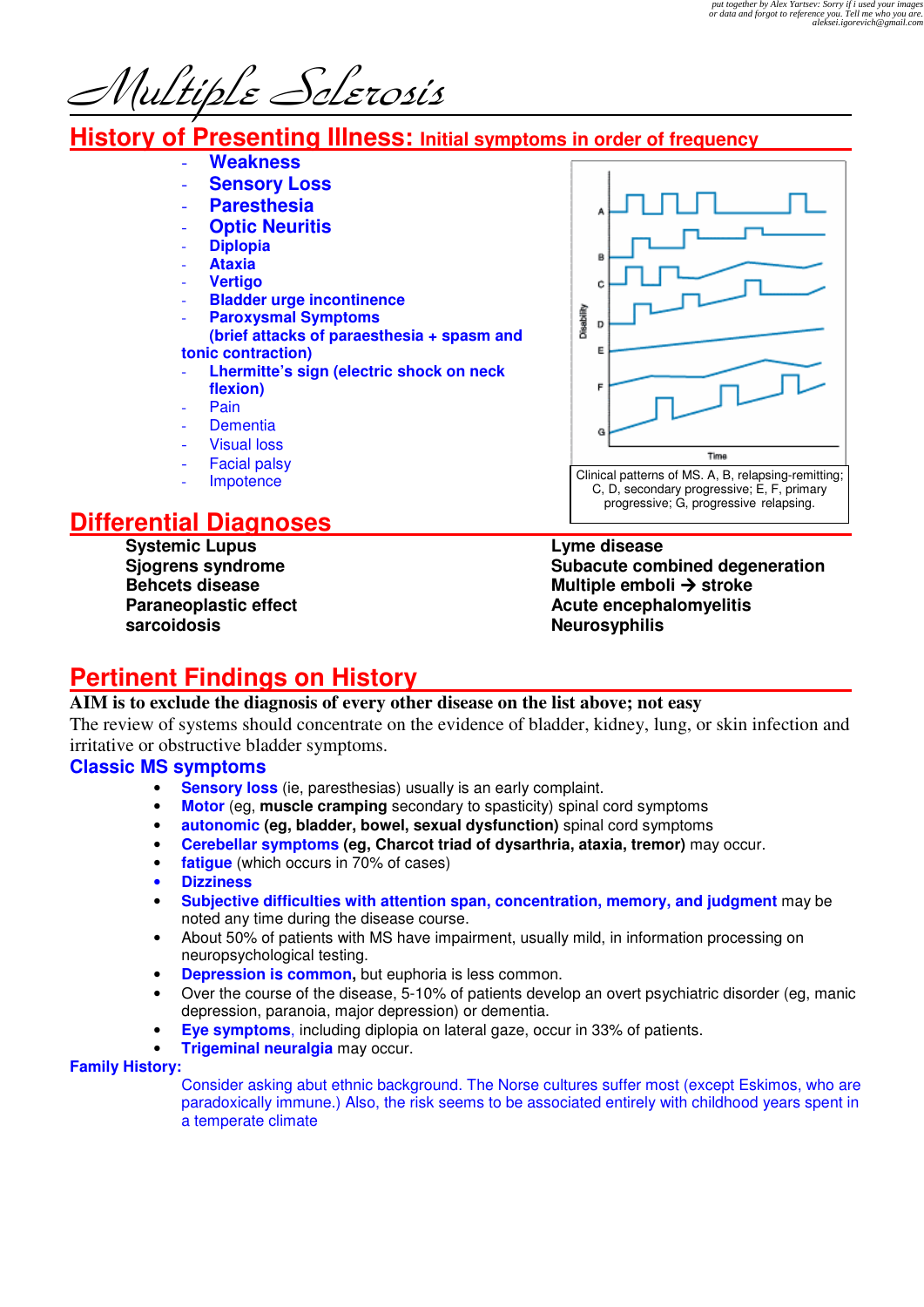put together by Alex Yartsev: Sorry if i used your images or data and forgot to reference you. Tell me who you are. aleksei.igorevich@gmail.com

# Multiple Sclerosis

## History of Presenting Illness: Initial symptoms in order of frequency

- **Weakness**
- **Sensory Loss**
- **Paresthesia**
- **Optic Neuritis**
- **Diplopia**
- **Ataxia**
- **Vertigo**
- **Bladder urge incontinence**
- **Paroxysmal Symptoms (brief attacks of paraesthesia + spasm and tonic contraction)**
- **Lhermitte's sign (electric shock on neck flexion)**
- Pain
- Dementia
- Visual loss
- Facial palsy
- Impotence

Clinical patterns of MS. A, B, relapsing-remitting; C, D, secondary progressive; E, F, primary progressive; G, progressive relapsing.

## Differential Diagnoses

**Systemic Lupus**
**Sjogrens syndrome**
**Behcets disease**
**Paraneoplastic effect**
**sarcoidosis**
**Lyme disease**
**Subacute combined degeneration**
**Multiple emboli → stroke**
**Acute encephalomyelitis**
**Neurosyphilis**

## Pertinent Findings on History

**AIM is to exclude the diagnosis of every other disease on the list above; not easy**

The review of systems should concentrate on the evidence of bladder, kidney, lung, or skin infection and irritative or obstructive bladder symptoms.

### Classic MS symptoms

- **Sensory loss** (ie, paresthesias) usually is an early complaint.
- **Motor** (eg, **muscle cramping** secondary to spasticity) spinal cord symptoms
- **autonomic (eg, bladder, bowel, sexual dysfunction)** spinal cord symptoms
- **Cerebellar symptoms (eg, Charcot triad of dysarthria, ataxia, tremor)** may occur.
- **fatigue** (which occurs in 70% of cases)
- **Dizziness**
- **Subjective difficulties with attention span, concentration, memory, and judgment** may be noted any time during the disease course.
- About 50% of patients with MS have impairment, usually mild, in information processing on neuropsychological testing.
- **Depression is common,** but euphoria is less common.
- Over the course of the disease, 5-10% of patients develop an overt psychiatric disorder (eg, manic depression, paranoia, major depression) or dementia.
- **Eye symptoms**, including diplopia on lateral gaze, occur in 33% of patients.
- **Trigeminal neuralgia** may occur.

**Family History:**

Consider asking abut ethnic background. The Norse cultures suffer most (except Eskimos, who are paradoxically immune.) Also, the risk seems to be associated entirely with childhood years spent in a temperate climate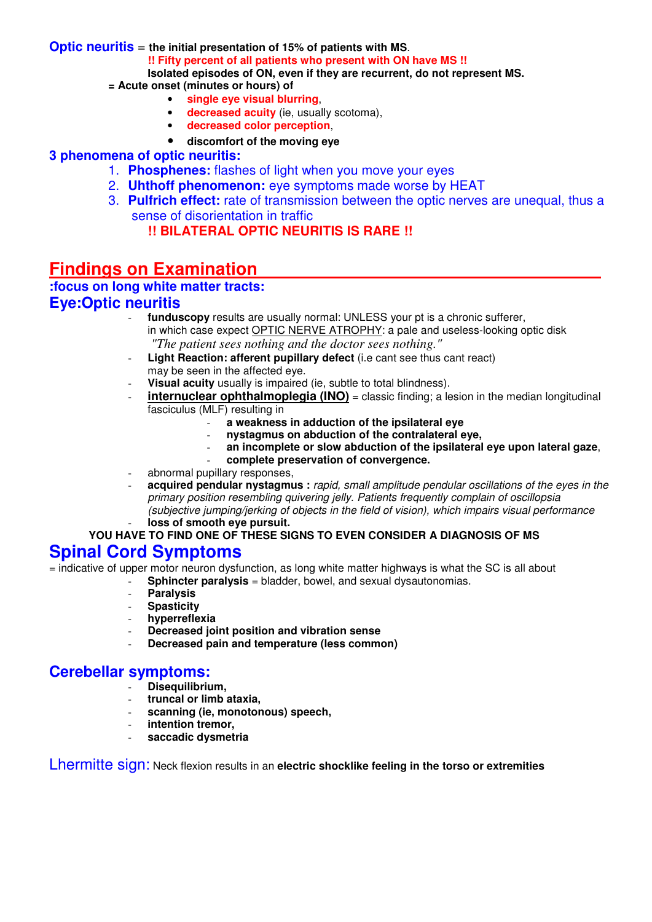**Optic neuritis** = **the initial presentation of 15% of patients with MS**.

**!! Fifty percent of all patients who present with ON have MS !!**

**Isolated episodes of ON, even if they are recurrent, do not represent MS.**

**= Acute onset (minutes or hours) of**

- **single eye visual blurring**,
- **decreased acuity** (ie, usually scotoma),
- **decreased color perception**,
- **discomfort of the moving eye**

**3 phenomena of optic neuritis:**

1. **Phosphenes:** flashes of light when you move your eyes
2. **Uhthoff phenomenon:** eye symptoms made worse by HEAT
3. **Pulfrich effect:** rate of transmission between the optic nerves are unequal, thus a sense of disorientation in traffic

**!! BILATERAL OPTIC NEURITIS IS RARE !!**

# Findings on Examination

**:focus on long white matter tracts:**

## Eye:Optic neuritis

- **funduscopy** results are usually normal: UNLESS your pt is a chronic sufferer, in which case expect OPTIC NERVE ATROPHY: a pale and useless-looking optic disk
  *"The patient sees nothing and the doctor sees nothing."*
- **Light Reaction: afferent pupillary defect** (i.e cant see thus cant react) may be seen in the affected eye.
- **Visual acuity** usually is impaired (ie, subtle to total blindness).
- **internuclear ophthalmoplegia (INO)** = classic finding; a lesion in the median longitudinal fasciculus (MLF) resulting in
  - **a weakness in adduction of the ipsilateral eye**
  - **nystagmus on abduction of the contralateral eye,**
  - **an incomplete or slow abduction of the ipsilateral eye upon lateral gaze**,
  - **complete preservation of convergence.**
- abnormal pupillary responses,
- **acquired pendular nystagmus :** *rapid, small amplitude pendular oscillations of the eyes in the primary position resembling quivering jelly. Patients frequently complain of oscillopsia (subjective jumping/jerking of objects in the field of vision), which impairs visual performance*
- **loss of smooth eye pursuit.**

**YOU HAVE TO FIND ONE OF THESE SIGNS TO EVEN CONSIDER A DIAGNOSIS OF MS**

## Spinal Cord Symptoms

= indicative of upper motor neuron dysfunction, as long white matter highways is what the SC is all about

- **Sphincter paralysis** = bladder, bowel, and sexual dysautonomias.
- **Paralysis**
- **Spasticity**
- **hyperreflexia**
- **Decreased joint position and vibration sense**
- **Decreased pain and temperature (less common)**

## Cerebellar symptoms:

- **Disequilibrium,**
- **truncal or limb ataxia,**
- **scanning (ie, monotonous) speech,**
- **intention tremor,**
- **saccadic dysmetria**

Lhermitte sign: Neck flexion results in an **electric shocklike feeling in the torso or extremities**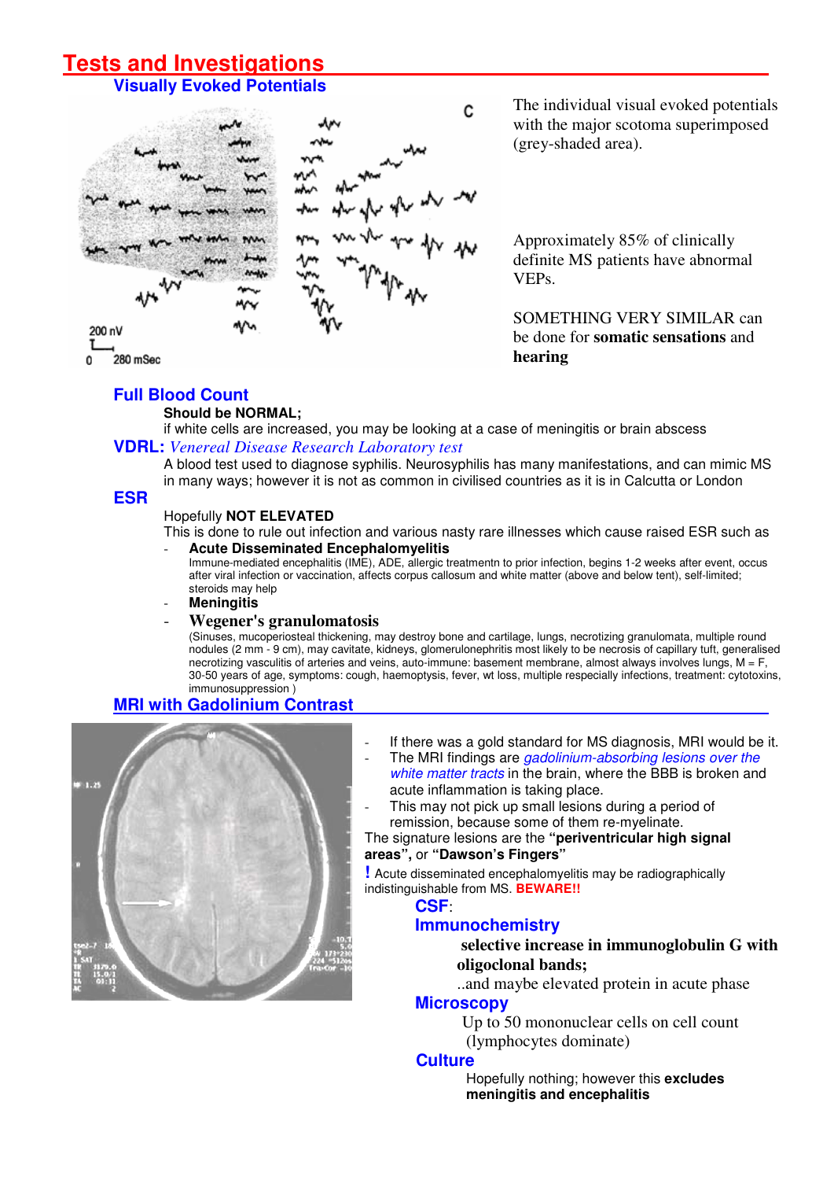# Tests and Investigations

## Visually Evoked Potentials

The individual visual evoked potentials with the major scotoma superimposed (grey-shaded area).

Approximately 85% of clinically definite MS patients have abnormal VEPs.

SOMETHING VERY SIMILAR can be done for **somatic sensations** and **hearing**

## Full Blood Count

**Should be NORMAL;**
if white cells are increased, you may be looking at a case of meningitis or brain abscess

## VDRL: *Venereal Disease Research Laboratory test*

A blood test used to diagnose syphilis. Neurosyphilis has many manifestations, and can mimic MS in many ways; however it is not as common in civilised countries as it is in Calcutta or London

## ESR

Hopefully **NOT ELEVATED**
This is done to rule out infection and various nasty rare illnesses which cause raised ESR such as

- **Acute Disseminated Encephalomyelitis**
  Immune-mediated encephalitis (IME), ADE, allergic treatmentn to prior infection, begins 1-2 weeks after event, occus after viral infection or vaccination, affects corpus callosum and white matter (above and below tent), self-limited; steroids may help
- **Meningitis**
- **Wegener's granulomatosis**
  (Sinuses, mucoperiosteal thickening, may destroy bone and cartilage, lungs, necrotizing granulomata, multiple round nodules (2 mm - 9 cm), may cavitate, kidneys, glomerulonephritis most likely to be necrosis of capillary tuft, generalised necrotizing vasculitis of arteries and veins, auto-immune: basement membrane, almost always involves lungs, M = F, 30-50 years of age, symptoms: cough, haemoptysis, fever, wt loss, multiple respecially infections, treatment: cytotoxins, immunosuppression )

## MRI with Gadolinium Contrast

- If there was a gold standard for MS diagnosis, MRI would be it.
- The MRI findings are *gadolinium-absorbing lesions over the white matter tracts* in the brain, where the BBB is broken and acute inflammation is taking place.
- This may not pick up small lesions during a period of remission, because some of them re-myelinate.

The signature lesions are the **"periventricular high signal areas",** or **"Dawson's Fingers"**

**!** Acute disseminated encephalomyelitis may be radiographically indistinguishable from MS. **BEWARE!!**

### CSF:

### Immunochemistry

**selective increase in immunoglobulin G with oligoclonal bands;**
..and maybe elevated protein in acute phase

### Microscopy

Up to 50 mononuclear cells on cell count (lymphocytes dominate)

### Culture

Hopefully nothing; however this **excludes meningitis and encephalitis**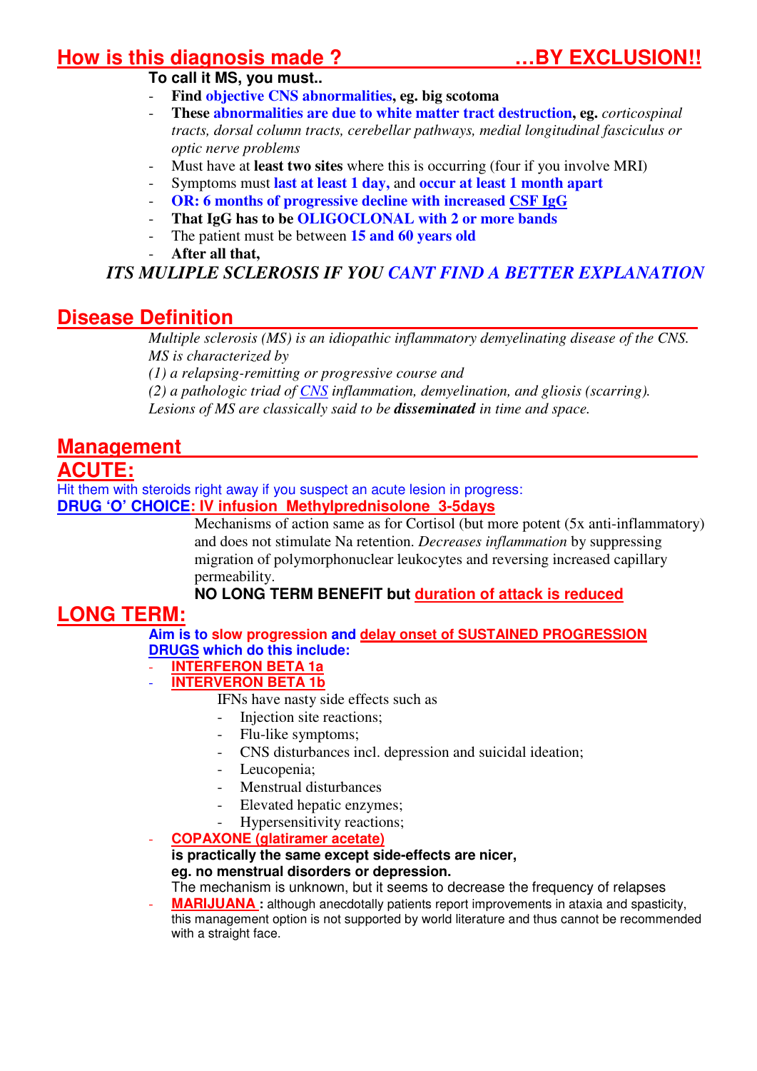## How is this diagnosis made ? …BY EXCLUSION!!

**To call it MS, you must..**

- **Find objective CNS abnormalities, eg. big scotoma**
- **These abnormalities are due to white matter tract destruction, eg.** *corticospinal tracts, dorsal column tracts, cerebellar pathways, medial longitudinal fasciculus or optic nerve problems*
- Must have at **least two sites** where this is occurring (four if you involve MRI)
- Symptoms must **last at least 1 day,** and **occur at least 1 month apart**
- **OR: 6 months of progressive decline with increased CSF IgG**
- **That IgG has to be OLIGOCLONAL with 2 or more bands**
- The patient must be between **15 and 60 years old**
- **After all that,**

***ITS MULIPLE SCLEROSIS IF YOU CANT FIND A BETTER EXPLANATION***

## Disease Definition

*Multiple sclerosis (MS) is an idiopathic inflammatory demyelinating disease of the CNS. MS is characterized by*
*(1) a relapsing-remitting or progressive course and*
*(2) a pathologic triad of CNS inflammation, demyelination, and gliosis (scarring). Lesions of MS are classically said to be* ***disseminated*** *in time and space.*

## Management

## ACUTE:

Hit them with steroids right away if you suspect an acute lesion in progress:

**DRUG 'O' CHOICE: IV infusion Methylprednisolone 3-5days**

Mechanisms of action same as for Cortisol (but more potent (5x anti-inflammatory) and does not stimulate Na retention. *Decreases inflammation* by suppressing migration of polymorphonuclear leukocytes and reversing increased capillary permeability.

**NO LONG TERM BENEFIT but duration of attack is reduced**

## LONG TERM:

**Aim is to slow progression and delay onset of SUSTAINED PROGRESSION**
**DRUGS which do this include:**

- **INTERFERON BETA 1a**
- **INTERVERON BETA 1b**

  IFNs have nasty side effects such as
  - Injection site reactions;
  - Flu-like symptoms;
  - CNS disturbances incl. depression and suicidal ideation;
  - Leucopenia;
  - Menstrual disturbances
  - Elevated hepatic enzymes;
  - Hypersensitivity reactions;
- **COPAXONE (glatiramer acetate)**
  **is practically the same except side-effects are nicer,**
  **eg. no menstrual disorders or depression.**
  The mechanism is unknown, but it seems to decrease the frequency of relapses
- **MARIJUANA :** although anecdotally patients report improvements in ataxia and spasticity, this management option is not supported by world literature and thus cannot be recommended with a straight face.